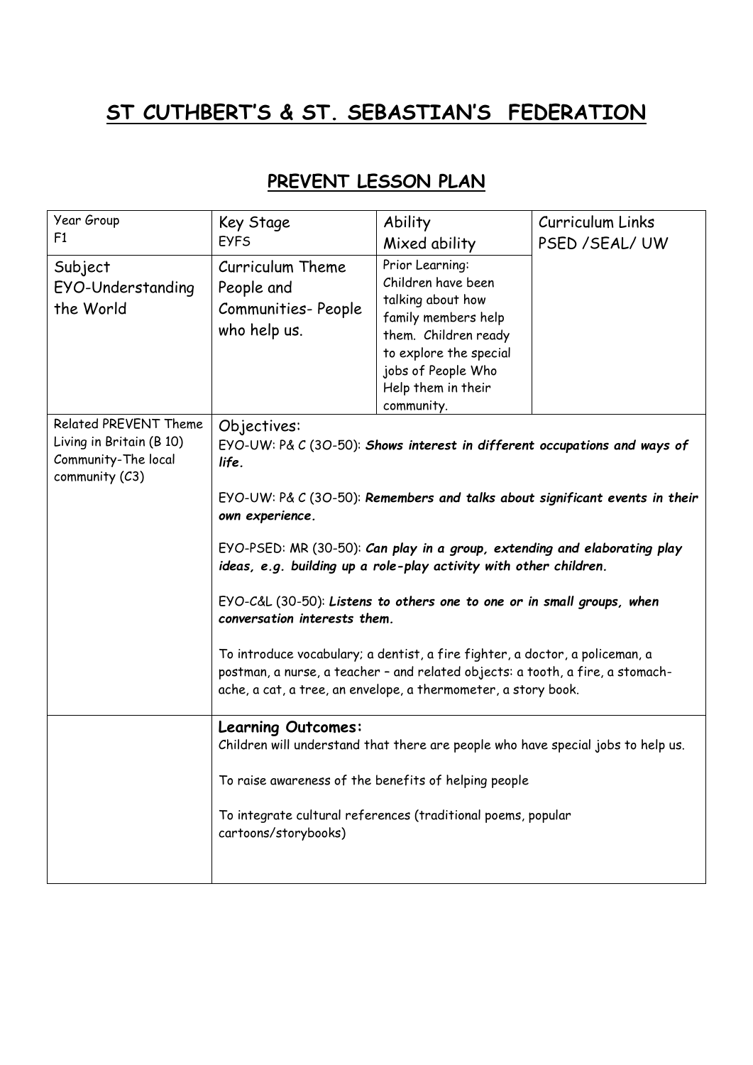# ST CUTHBERT'S & ST. SEBASTIAN'S FEDERATION

## PREVENT LESSON PLAN

| Year Group<br>F1 | Key Stage<br>EYFS | Ability<br>Mixed ability | Curriculum Links<br>PSED /SEAL/ UW |
|---|---|---|---|
| Subject<br>EYO-Understanding the World | Curriculum Theme<br>People and Communities- People who help us. | Prior Learning:<br>Children have been talking about how family members help them. Children ready to explore the special jobs of People Who Help them in their community. | |
| Related PREVENT Theme<br>Living in Britain (B 10)<br>Community-The local community (C3) | Objectives:<br>EYO-UW: P& C (3O-50): ***Shows interest in different occupations and ways of life.***<br><br>EYO-UW: P& C (3O-50): ***Remembers and talks about significant events in their own experience.***<br><br>EYO-PSED: MR (30-50): ***Can play in a group, extending and elaborating play ideas, e.g. building up a role-play activity with other children.***<br><br>EYO-C&L (30-50): ***Listens to others one to one or in small groups, when conversation interests them.***<br><br>To introduce vocabulary; a dentist, a fire fighter, a doctor, a policeman, a postman, a nurse, a teacher – and related objects: a tooth, a fire, a stomach-ache, a cat, a tree, an envelope, a thermometer, a story book. | | |
| | **Learning Outcomes:**<br>Children will understand that there are people who have special jobs to help us.<br><br>To raise awareness of the benefits of helping people<br><br>To integrate cultural references (traditional poems, popular cartoons/storybooks) | | |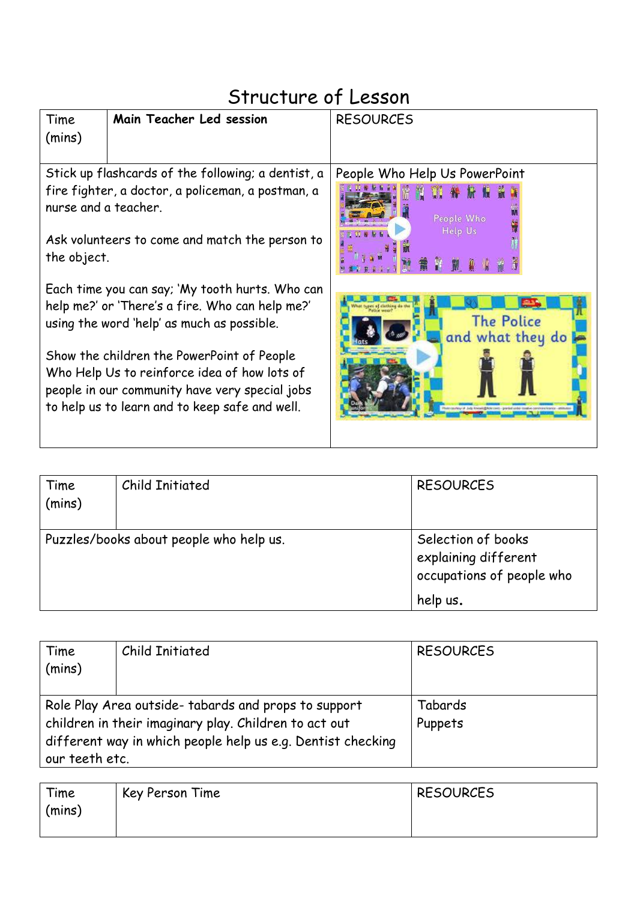# Structure of Lesson

| Time (mins) | Main Teacher Led session | RESOURCES |
|---|---|---|
| Stick up flashcards of the following; a dentist, a fire fighter, a doctor, a policeman, a postman, a nurse and a teacher.<br><br>Ask volunteers to come and match the person to the object.<br><br>Each time you can say; 'My tooth hurts. Who can help me?' or 'There's a fire. Who can help me?' using the word 'help' as much as possible.<br><br>Show the children the PowerPoint of People Who Help Us to reinforce idea of how lots of people in our community have very special jobs to help us to learn and to keep safe and well. | | People Who Help Us PowerPoint |

| Time (mins) | Child Initiated | RESOURCES |
|---|---|---|
| Puzzles/books about people who help us. | | Selection of books explaining different occupations of people who help us. |

| Time (mins) | Child Initiated | RESOURCES |
|---|---|---|
| Role Play Area outside- tabards and props to support children in their imaginary play. Children to act out different way in which people help us e.g. Dentist checking our teeth etc. | | Tabards<br>Puppets |

| Time (mins) | Key Person Time | RESOURCES |
|---|---|---|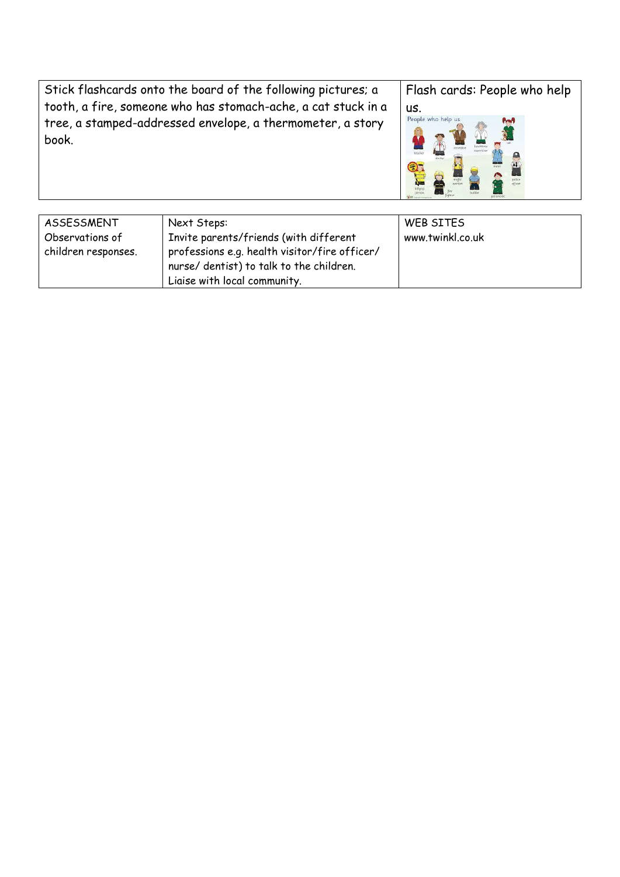| | |
|---|---|
| Stick flashcards onto the board of the following pictures; a tooth, a fire, someone who has stomach-ache, a cat stuck in a tree, a stamped-addressed envelope, a thermometer, a story book. | Flash cards: People who help us. |

| ASSESSMENT | Next Steps: | WEB SITES |
|---|---|---|
| Observations of children responses. | Invite parents/friends (with different professions e.g. health visitor/fire officer/ nurse/ dentist) to talk to the children.<br>Liaise with local community. | www.twinkl.co.uk |